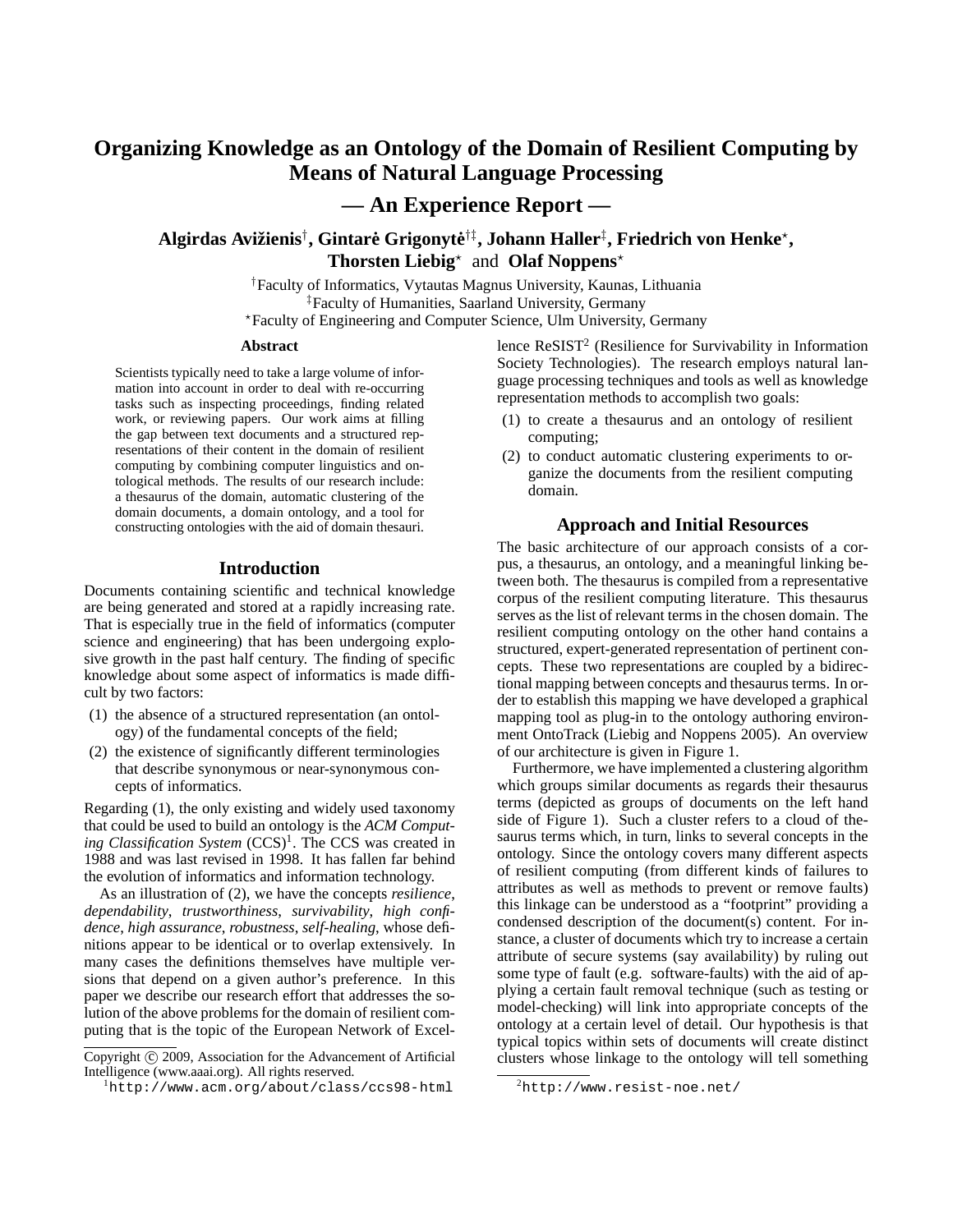# Organizing Knowledge as an Ontology of the Domain of Resilient Computing by Means of Natural Language Processing

## — An Experience Report —

**Algirdas Avižienis**[†], **Gintarė Grigonytė**[†‡], **Johann Haller**[‡], **Friedrich von Henke**[⋆], **Thorsten Liebig**[⋆] and **Olaf Noppens**[⋆]

[†]Faculty of Informatics, Vytautas Magnus University, Kaunas, Lithuania
[‡]Faculty of Humanities, Saarland University, Germany
[⋆]Faculty of Engineering and Computer Science, Ulm University, Germany

### Abstract

Scientists typically need to take a large volume of information into account in order to deal with re-occurring tasks such as inspecting proceedings, finding related work, or reviewing papers. Our work aims at filling the gap between text documents and a structured representations of their content in the domain of resilient computing by combining computer linguistics and ontological methods. The results of our research include: a thesaurus of the domain, automatic clustering of the domain documents, a domain ontology, and a tool for constructing ontologies with the aid of domain thesauri.

## Introduction

Documents containing scientific and technical knowledge are being generated and stored at a rapidly increasing rate. That is especially true in the field of informatics (computer science and engineering) that has been undergoing explosive growth in the past half century. The finding of specific knowledge about some aspect of informatics is made difficult by two factors:

(1) the absence of a structured representation (an ontology) of the fundamental concepts of the field;

(2) the existence of significantly different terminologies that describe synonymous or near-synonymous concepts of informatics.

Regarding (1), the only existing and widely used taxonomy that could be used to build an ontology is the *ACM Computing Classification System* (CCS)[1]. The CCS was created in 1988 and was last revised in 1998. It has fallen far behind the evolution of informatics and information technology.

As an illustration of (2), we have the concepts *resilience*, *dependability*, *trustworthiness*, *survivability*, *high confidence*, *high assurance*, *robustness*, *self-healing*, whose definitions appear to be identical or to overlap extensively. In many cases the definitions themselves have multiple versions that depend on a given author's preference. In this paper we describe our research effort that addresses the solution of the above problems for the domain of resilient computing that is the topic of the European Network of Excellence ReSIST[2] (Resilience for Survivability in Information Society Technologies). The research employs natural language processing techniques and tools as well as knowledge representation methods to accomplish two goals:

(1) to create a thesaurus and an ontology of resilient computing;

(2) to conduct automatic clustering experiments to organize the documents from the resilient computing domain.

## Approach and Initial Resources

The basic architecture of our approach consists of a corpus, a thesaurus, an ontology, and a meaningful linking between both. The thesaurus is compiled from a representative corpus of the resilient computing literature. This thesaurus serves as the list of relevant terms in the chosen domain. The resilient computing ontology on the other hand contains a structured, expert-generated representation of pertinent concepts. These two representations are coupled by a bidirectional mapping between concepts and thesaurus terms. In order to establish this mapping we have developed a graphical mapping tool as plug-in to the ontology authoring environment OntoTrack (Liebig and Noppens 2005). An overview of our architecture is given in Figure 1.

Furthermore, we have implemented a clustering algorithm which groups similar documents as regards their thesaurus terms (depicted as groups of documents on the left hand side of Figure 1). Such a cluster refers to a cloud of thesaurus terms which, in turn, links to several concepts in the ontology. Since the ontology covers many different aspects of resilient computing (from different kinds of failures to attributes as well as methods to prevent or remove faults) this linkage can be understood as a "footprint" providing a condensed description of the document(s) content. For instance, a cluster of documents which try to increase a certain attribute of secure systems (say availability) by ruling out some type of fault (e.g. software-faults) with the aid of applying a certain fault removal technique (such as testing or model-checking) will link into appropriate concepts of the ontology at a certain level of detail. Our hypothesis is that typical topics within sets of documents will create distinct clusters whose linkage to the ontology will tell something

Copyright © 2009, Association for the Advancement of Artificial Intelligence (www.aaai.org). All rights reserved.

[1]http://www.acm.org/about/class/ccs98-html

[2]http://www.resist-noe.net/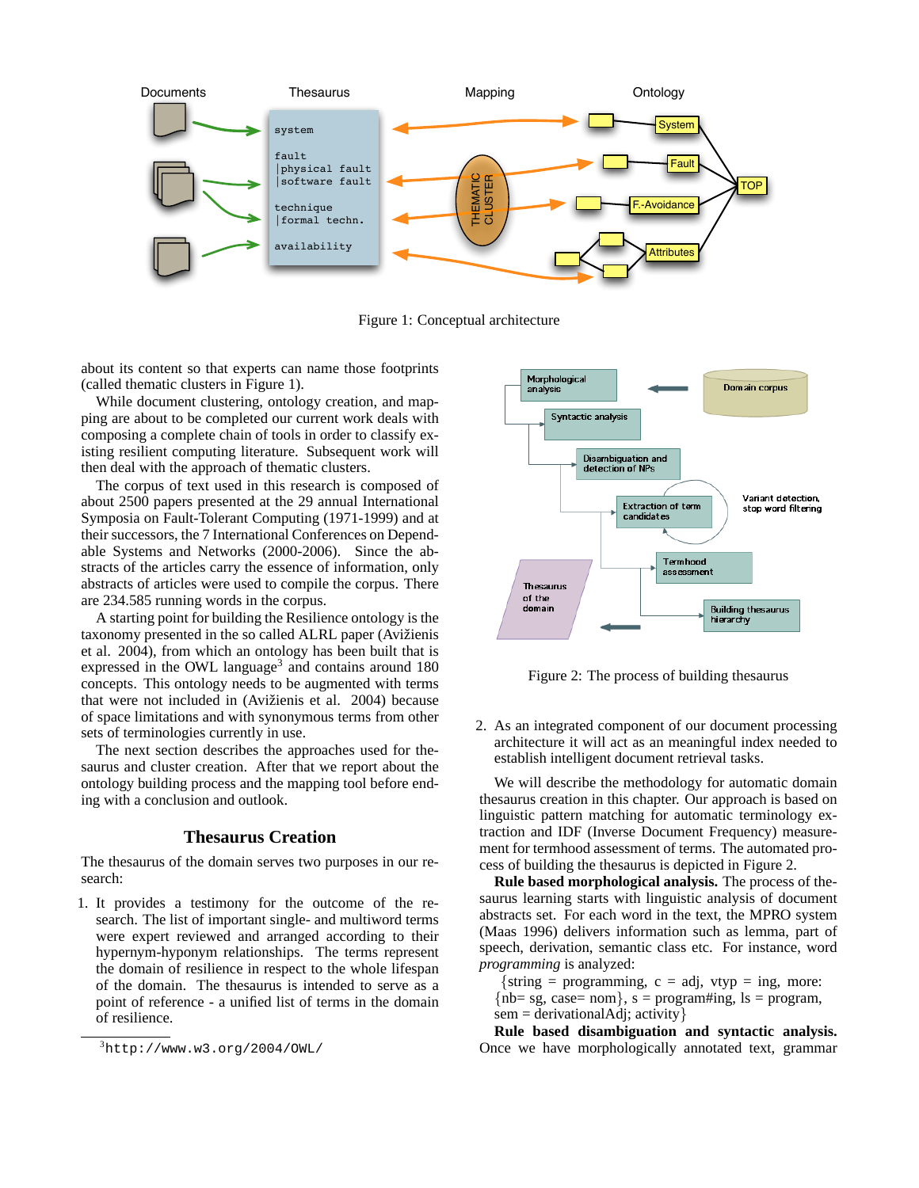Documents

Thesaurus

Mapping

Ontology

system

fault
|physical fault
|software fault

technique
|formal techn.

availability

THEMATIC CLUSTER

System

Fault

F.-Avoidance

Attributes

TOP

Figure 1: Conceptual architecture

about its content so that experts can name those footprints (called thematic clusters in Figure 1).

While document clustering, ontology creation, and mapping are about to be completed our current work deals with composing a complete chain of tools in order to classify existing resilient computing literature. Subsequent work will then deal with the approach of thematic clusters.

The corpus of text used in this research is composed of about 2500 papers presented at the 29 annual International Symposia on Fault-Tolerant Computing (1971-1999) and at their successors, the 7 International Conferences on Dependable Systems and Networks (2000-2006). Since the abstracts of the articles carry the essence of information, only abstracts of articles were used to compile the corpus. There are 234.585 running words in the corpus.

A starting point for building the Resilience ontology is the taxonomy presented in the so called ALRL paper (Avižienis et al. 2004), from which an ontology has been built that is expressed in the OWL language[3] and contains around 180 concepts. This ontology needs to be augmented with terms that were not included in (Avižienis et al. 2004) because of space limitations and with synonymous terms from other sets of terminologies currently in use.

The next section describes the approaches used for thesaurus and cluster creation. After that we report about the ontology building process and the mapping tool before ending with a conclusion and outlook.

## Thesaurus Creation

The thesaurus of the domain serves two purposes in our research:

1. It provides a testimony for the outcome of the research. The list of important single- and multiword terms were expert reviewed and arranged according to their hypernym-hyponym relationships. The terms represent the domain of resilience in respect to the whole lifespan of the domain. The thesaurus is intended to serve as a point of reference - a unified list of terms in the domain of resilience.

[3]http://www.w3.org/2004/OWL/

Morphological analysis

Domain corpus

Syntactic analysis

Disambiguation and detection of NPs

Extraction of term candidates

Variant detection, stop word filtering

Termhood assessment

Thesaurus of the domain

Building thesaurus hierarchy

Figure 2: The process of building thesaurus

2. As an integrated component of our document processing architecture it will act as an meaningful index needed to establish intelligent document retrieval tasks.

We will describe the methodology for automatic domain thesaurus creation in this chapter. Our approach is based on linguistic pattern matching for automatic terminology extraction and IDF (Inverse Document Frequency) measurement for termhood assessment of terms. The automated process of building the thesaurus is depicted in Figure 2.

**Rule based morphological analysis.** The process of thesaurus learning starts with linguistic analysis of document abstracts set. For each word in the text, the MPRO system (Maas 1996) delivers information such as lemma, part of speech, derivation, semantic class etc. For instance, word *programming* is analyzed:

{string = programming, c = adj, vtyp = ing, more: {nb= sg, case= nom}, s = program#ing, ls = program, sem = derivationalAdj; activity}

**Rule based disambiguation and syntactic analysis.** Once we have morphologically annotated text, grammar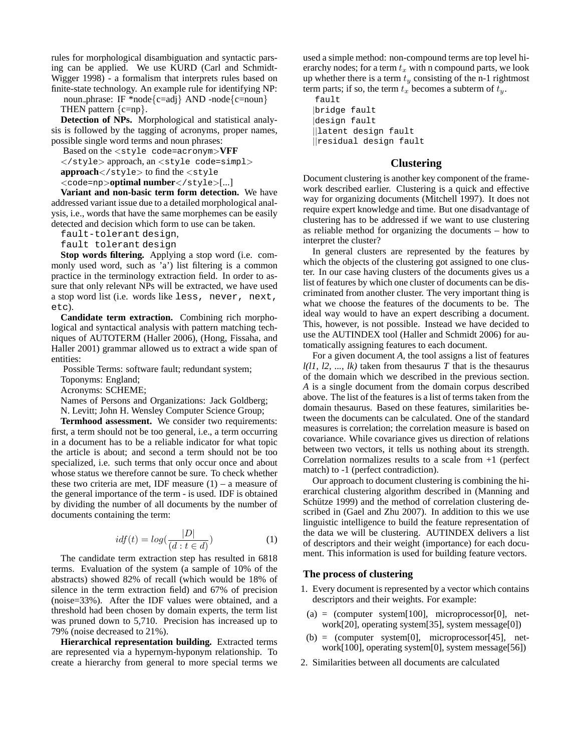rules for morphological disambiguation and syntactic parsing can be applied. We use KURD (Carl and Schmidt-Wigger 1998) - a formalism that interprets rules based on finite-state technology. An example rule for identifying NP:

noun_phrase: IF *node{c=adj} AND -node{c=noun} THEN pattern {c=np}.

**Detection of NPs.** Morphological and statistical analysis is followed by the tagging of acronyms, proper names, possible single word terms and noun phrases:

Based on the <style code=acronym>**VFF** </style> approach, an <style code=simpl> **approach**</style> to find the <style <code=np>**optimal number**</style>[...]

**Variant and non-basic term form detection.** We have addressed variant issue due to a detailed morphological analysis, i.e., words that have the same morphemes can be easily detected and decision which form to use can be taken.

`fault-tolerant` design,
`fault tolerant` design

**Stop words filtering.** Applying a stop word (i.e. commonly used word, such as 'a') list filtering is a common practice in the terminology extraction field. In order to assure that only relevant NPs will be extracted, we have used a stop word list (i.e. words like `less, never, next, etc`).

**Candidate term extraction.** Combining rich morphological and syntactical analysis with pattern matching techniques of AUTOTERM (Haller 2006), (Hong, Fissaha, and Haller 2001) grammar allowed us to extract a wide span of entities:

Possible Terms: software fault; redundant system;
Toponyms: England;
Acronyms: SCHEME;
Names of Persons and Organizations: Jack Goldberg; N. Levitt; John H. Wensley Computer Science Group;

**Termhood assessment.** We consider two requirements: first, a term should not be too general, i.e., a term occurring in a document has to be a reliable indicator for what topic the article is about; and second a term should not be too specialized, i.e. such terms that only occur once and about whose status we therefore cannot be sure. To check whether these two criteria are met, IDF measure (1) – a measure of the general importance of the term - is used. IDF is obtained by dividing the number of all documents by the number of documents containing the term:

$$idf(t) = log(\frac{|D|}{(d : t \in d)}) \quad (1)$$

The candidate term extraction step has resulted in 6818 terms. Evaluation of the system (a sample of 10% of the abstracts) showed 82% of recall (which would be 18% of silence in the term extraction field) and 67% of precision (noise=33%). After the IDF values were obtained, and a threshold had been chosen by domain experts, the term list was pruned down to 5,710. Precision has increased up to 79% (noise decreased to 21%).

**Hierarchical representation building.** Extracted terms are represented via a hypernym-hyponym relationship. To create a hierarchy from general to more special terms we used a simple method: non-compound terms are top level hierarchy nodes; for a term $t_x$ with n compound parts, we look up whether there is a term $t_y$ consisting of the n-1 rightmost term parts; if so, the term $t_x$ becomes a subterm of $t_y$.

```
fault
|bridge fault
|design fault
||latent design fault
||residual design fault
```

## Clustering

Document clustering is another key component of the framework described earlier. Clustering is a quick and effective way for organizing documents (Mitchell 1997). It does not require expert knowledge and time. But one disadvantage of clustering has to be addressed if we want to use clustering as reliable method for organizing the documents – how to interpret the cluster?

In general clusters are represented by the features by which the objects of the clustering got assigned to one cluster. In our case having clusters of the documents gives us a list of features by which one cluster of documents can be discriminated from another cluster. The very important thing is what we choose the features of the documents to be. The ideal way would to have an expert describing a document. This, however, is not possible. Instead we have decided to use the AUTINDEX tool (Haller and Schmidt 2006) for automatically assigning features to each document.

For a given document *A*, the tool assigns a list of features *l(l1, l2, ..., lk)* taken from thesaurus *T* that is the thesaurus of the domain which we described in the previous section. *A* is a single document from the domain corpus described above. The list of the features is a list of terms taken from the domain thesaurus. Based on these features, similarities between the documents can be calculated. One of the standard measures is correlation; the correlation measure is based on covariance. While covariance gives us direction of relations between two vectors, it tells us nothing about its strength. Correlation normalizes results to a scale from +1 (perfect match) to -1 (perfect contradiction).

Our approach to document clustering is combining the hierarchical clustering algorithm described in (Manning and Schütze 1999) and the method of correlation clustering described in (Gael and Zhu 2007). In addition to this we use linguistic intelligence to build the feature representation of the data we will be clustering. AUTINDEX delivers a list of descriptors and their weight (importance) for each document. This information is used for building feature vectors.

### The process of clustering

1. Every document is represented by a vector which contains descriptors and their weights. For example:
   (a) = (computer system[100], microprocessor[0], network[20], operating system[35], system message[0])
   (b) = (computer system[0], microprocessor[45], network[100], operating system[0], system message[56])
2. Similarities between all documents are calculated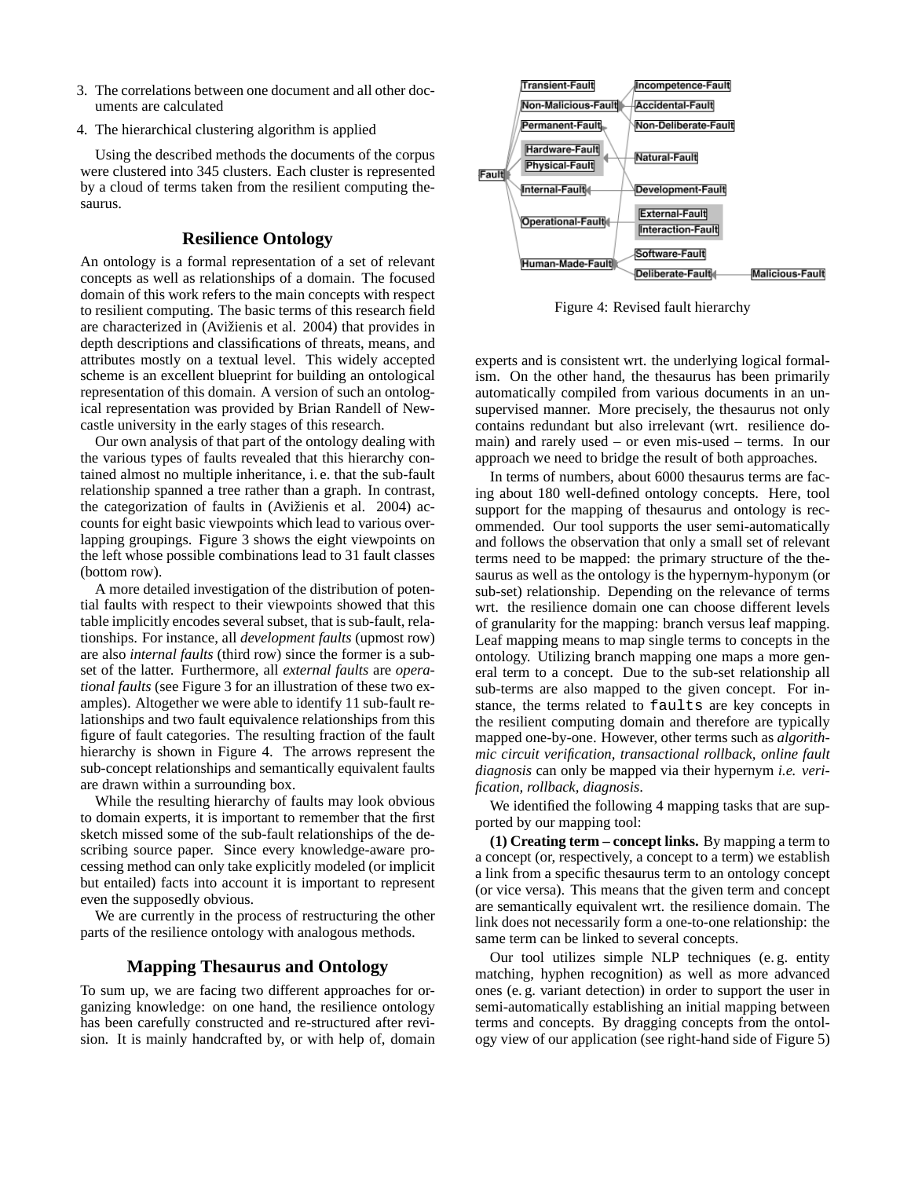3. The correlations between one document and all other documents are calculated
4. The hierarchical clustering algorithm is applied

Using the described methods the documents of the corpus were clustered into 345 clusters. Each cluster is represented by a cloud of terms taken from the resilient computing thesaurus.

## Resilience Ontology

An ontology is a formal representation of a set of relevant concepts as well as relationships of a domain. The focused domain of this work refers to the main concepts with respect to resilient computing. The basic terms of this research field are characterized in (Avižienis et al. 2004) that provides in depth descriptions and classifications of threats, means, and attributes mostly on a textual level. This widely accepted scheme is an excellent blueprint for building an ontological representation of this domain. A version of such an ontological representation was provided by Brian Randell of Newcastle university in the early stages of this research.

Our own analysis of that part of the ontology dealing with the various types of faults revealed that this hierarchy contained almost no multiple inheritance, i. e. that the sub-fault relationship spanned a tree rather than a graph. In contrast, the categorization of faults in (Avižienis et al. 2004) accounts for eight basic viewpoints which lead to various overlapping groupings. Figure 3 shows the eight viewpoints on the left whose possible combinations lead to 31 fault classes (bottom row).

A more detailed investigation of the distribution of potential faults with respect to their viewpoints showed that this table implicitly encodes several subset, that is sub-fault, relationships. For instance, all *development faults* (upmost row) are also *internal faults* (third row) since the former is a subset of the latter. Furthermore, all *external faults* are *operational faults* (see Figure 3 for an illustration of these two examples). Altogether we were able to identify 11 sub-fault relationships and two fault equivalence relationships from this figure of fault categories. The resulting fraction of the fault hierarchy is shown in Figure 4. The arrows represent the sub-concept relationships and semantically equivalent faults are drawn within a surrounding box.

While the resulting hierarchy of faults may look obvious to domain experts, it is important to remember that the first sketch missed some of the sub-fault relationships of the describing source paper. Since every knowledge-aware processing method can only take explicitly modeled (or implicit but entailed) facts into account it is important to represent even the supposedly obvious.

We are currently in the process of restructuring the other parts of the resilience ontology with analogous methods.

## Mapping Thesaurus and Ontology

To sum up, we are facing two different approaches for organizing knowledge: on one hand, the resilience ontology has been carefully constructed and re-structured after revision. It is mainly handcrafted by, or with help of, domain experts and is consistent wrt. the underlying logical formalism. On the other hand, the thesaurus has been primarily automatically compiled from various documents in an unsupervised manner. More precisely, the thesaurus not only contains redundant but also irrelevant (wrt. resilience domain) and rarely used – or even mis-used – terms. In our approach we need to bridge the result of both approaches.

Transient-Fault
Non-Malicious-Fault
Permanent-Fault
Hardware-Fault
Physical-Fault
Fault
Internal-Fault
Operational-Fault
Human-Made-Fault
Incompetence-Fault
Accidental-Fault
Non-Deliberate-Fault
Natural-Fault
Development-Fault
External-Fault
Interaction-Fault
Software-Fault
Deliberate-Fault
Malicious-Fault

Figure 4: Revised fault hierarchy

In terms of numbers, about 6000 thesaurus terms are facing about 180 well-defined ontology concepts. Here, tool support for the mapping of thesaurus and ontology is recommended. Our tool supports the user semi-automatically and follows the observation that only a small set of relevant terms need to be mapped: the primary structure of the thesaurus as well as the ontology is the hypernym-hyponym (or sub-set) relationship. Depending on the relevance of terms wrt. the resilience domain one can choose different levels of granularity for the mapping: branch versus leaf mapping. Leaf mapping means to map single terms to concepts in the ontology. Utilizing branch mapping one maps a more general term to a concept. Due to the sub-set relationship all sub-terms are also mapped to the given concept. For instance, the terms related to `faults` are key concepts in the resilient computing domain and therefore are typically mapped one-by-one. However, other terms such as *algorithmic circuit verification, transactional rollback, online fault diagnosis* can only be mapped via their hypernym *i.e. verification, rollback, diagnosis*.

We identified the following 4 mapping tasks that are supported by our mapping tool:

**(1) Creating term – concept links.** By mapping a term to a concept (or, respectively, a concept to a term) we establish a link from a specific thesaurus term to an ontology concept (or vice versa). This means that the given term and concept are semantically equivalent wrt. the resilience domain. The link does not necessarily form a one-to-one relationship: the same term can be linked to several concepts.

Our tool utilizes simple NLP techniques (e. g. entity matching, hyphen recognition) as well as more advanced ones (e. g. variant detection) in order to support the user in semi-automatically establishing an initial mapping between terms and concepts. By dragging concepts from the ontology view of our application (see right-hand side of Figure 5)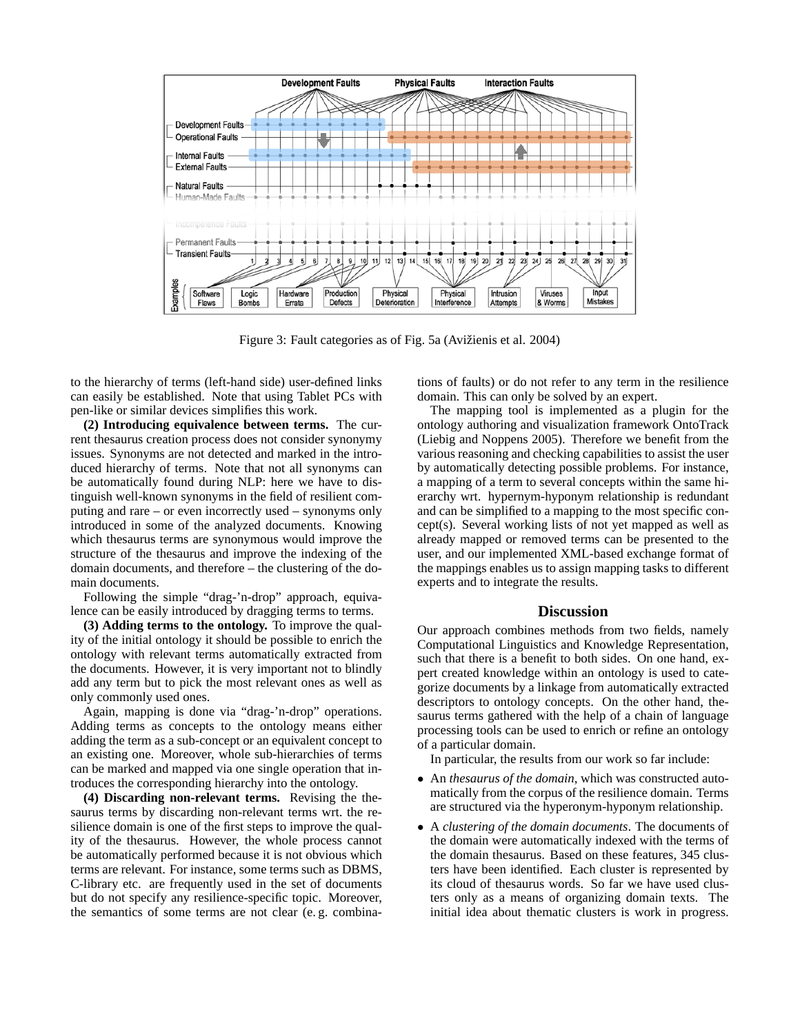Development Faults
Physical Faults
Interaction Faults

Development Faults
Operational Faults
Internal Faults
External Faults
Natural Faults
Human-Made Faults
Incompetence Faults
Permanent Faults
Transient Faults

1 2 3 4 5 6 7 8 9 10 11 12 13 14 15 16 17 18 19 20 21 22 23 24 25 26 27 28 29 30 31

Examples
Software Flaws
Logic Bombs
Hardware Errata
Production Defects
Physical Deterioration
Physical Interference
Intrusion Attempts
Viruses & Worms
Input Mistakes

Figure 3: Fault categories as of Fig. 5a (Avižienis et al. 2004)

to the hierarchy of terms (left-hand side) user-defined links can easily be established. Note that using Tablet PCs with pen-like or similar devices simplifies this work.

**(2) Introducing equivalence between terms.** The current thesaurus creation process does not consider synonymy issues. Synonyms are not detected and marked in the introduced hierarchy of terms. Note that not all synonyms can be automatically found during NLP: here we have to distinguish well-known synonyms in the field of resilient computing and rare – or even incorrectly used – synonyms only introduced in some of the analyzed documents. Knowing which thesaurus terms are synonymous would improve the structure of the thesaurus and improve the indexing of the domain documents, and therefore – the clustering of the domain documents.

Following the simple "drag-'n-drop" approach, equivalence can be easily introduced by dragging terms to terms.

**(3) Adding terms to the ontology.** To improve the quality of the initial ontology it should be possible to enrich the ontology with relevant terms automatically extracted from the documents. However, it is very important not to blindly add any term but to pick the most relevant ones as well as only commonly used ones.

Again, mapping is done via "drag-'n-drop" operations. Adding terms as concepts to the ontology means either adding the term as a sub-concept or an equivalent concept to an existing one. Moreover, whole sub-hierarchies of terms can be marked and mapped via one single operation that introduces the corresponding hierarchy into the ontology.

**(4) Discarding non-relevant terms.** Revising the thesaurus terms by discarding non-relevant terms wrt. the resilience domain is one of the first steps to improve the quality of the thesaurus. However, the whole process cannot be automatically performed because it is not obvious which terms are relevant. For instance, some terms such as DBMS, C-library etc. are frequently used in the set of documents but do not specify any resilience-specific topic. Moreover, the semantics of some terms are not clear (e. g. combinations of faults) or do not refer to any term in the resilience domain. This can only be solved by an expert.

The mapping tool is implemented as a plugin for the ontology authoring and visualization framework OntoTrack (Liebig and Noppens 2005). Therefore we benefit from the various reasoning and checking capabilities to assist the user by automatically detecting possible problems. For instance, a mapping of a term to several concepts within the same hierarchy wrt. hypernym-hyponym relationship is redundant and can be simplified to a mapping to the most specific concept(s). Several working lists of not yet mapped as well as already mapped or removed terms can be presented to the user, and our implemented XML-based exchange format of the mappings enables us to assign mapping tasks to different experts and to integrate the results.

## Discussion

Our approach combines methods from two fields, namely Computational Linguistics and Knowledge Representation, such that there is a benefit to both sides. On one hand, expert created knowledge within an ontology is used to categorize documents by a linkage from automatically extracted descriptors to ontology concepts. On the other hand, thesaurus terms gathered with the help of a chain of language processing tools can be used to enrich or refine an ontology of a particular domain.

In particular, the results from our work so far include:

- An *thesaurus of the domain*, which was constructed automatically from the corpus of the resilience domain. Terms are structured via the hyperonym-hyponym relationship.
- A *clustering of the domain documents*. The documents of the domain were automatically indexed with the terms of the domain thesaurus. Based on these features, 345 clusters have been identified. Each cluster is represented by its cloud of thesaurus words. So far we have used clusters only as a means of organizing domain texts. The initial idea about thematic clusters is work in progress.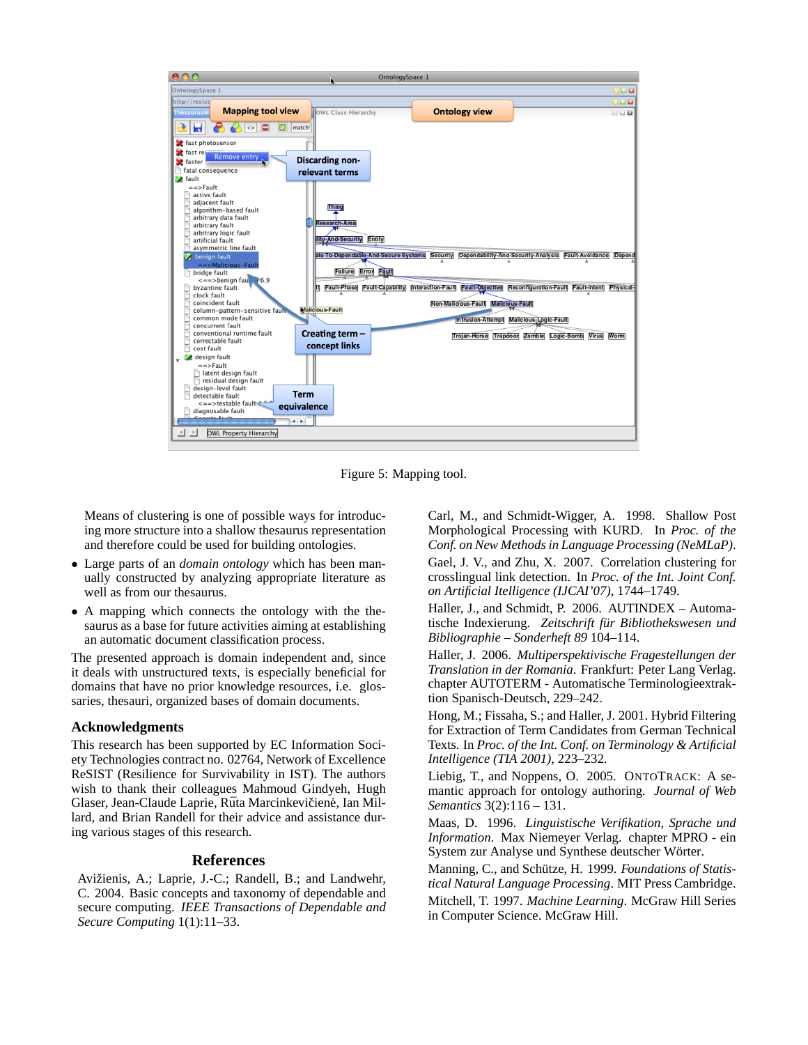Figure 5: Mapping tool.

Means of clustering is one of possible ways for introducing more structure into a shallow thesaurus representation and therefore could be used for building ontologies.

- Large parts of an *domain ontology* which has been manually constructed by analyzing appropriate literature as well as from our thesaurus.
- A mapping which connects the ontology with the thesaurus as a base for future activities aiming at establishing an automatic document classification process.

The presented approach is domain independent and, since it deals with unstructured texts, is especially beneficial for domains that have no prior knowledge resources, i.e. glossaries, thesauri, organized bases of domain documents.

## Acknowledgments

This research has been supported by EC Information Society Technologies contract no. 02764, Network of Excellence ReSIST (Resilience for Survivability in IST). The authors wish to thank their colleagues Mahmoud Gindyeh, Hugh Glaser, Jean-Claude Laprie, Rūta Marcinkevičienė, Ian Millard, and Brian Randell for their advice and assistance during various stages of this research.

## References

Avižienis, A.; Laprie, J.-C.; Randell, B.; and Landwehr, C. 2004. Basic concepts and taxonomy of dependable and secure computing. *IEEE Transactions of Dependable and Secure Computing* 1(1):11–33.

Carl, M., and Schmidt-Wigger, A. 1998. Shallow Post Morphological Processing with KURD. In *Proc. of the Conf. on New Methods in Language Processing (NeMLaP)*.

Gael, J. V., and Zhu, X. 2007. Correlation clustering for crosslingual link detection. In *Proc. of the Int. Joint Conf. on Artificial Intelligence (IJCAI'07)*, 1744–1749.

Haller, J., and Schmidt, P. 2006. AUTINDEX – Automatische Indexierung. *Zeitschrift für Bibliothekswesen und Bibliographie – Sonderheft 89* 104–114.

Haller, J. 2006. *Multiperspektivische Fragestellungen der Translation in der Romania*. Frankfurt: Peter Lang Verlag. chapter AUTOTERM - Automatische Terminologieextraktion Spanisch-Deutsch, 229–242.

Hong, M.; Fissaha, S.; and Haller, J. 2001. Hybrid Filtering for Extraction of Term Candidates from German Technical Texts. In *Proc. of the Int. Conf. on Terminology & Artificial Intelligence (TIA 2001)*, 223–232.

Liebig, T., and Noppens, O. 2005. ONTOTRACK: A semantic approach for ontology authoring. *Journal of Web Semantics* 3(2):116 – 131.

Maas, D. 1996. *Linguistische Verifikation, Sprache und Information*. Max Niemeyer Verlag. chapter MPRO - ein System zur Analyse und Synthese deutscher Wörter.

Manning, C., and Schütze, H. 1999. *Foundations of Statistical Natural Language Processing*. MIT Press Cambridge.

Mitchell, T. 1997. *Machine Learning*. McGraw Hill Series in Computer Science. McGraw Hill.